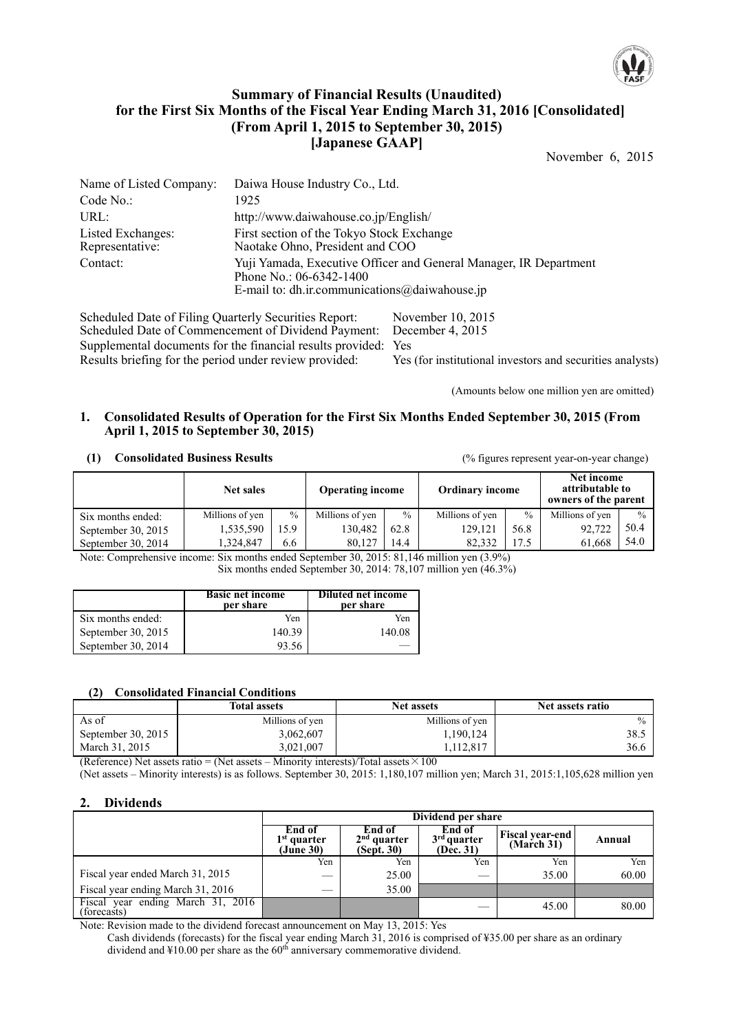# Summary of Financial Results (Unaudited) for the First Six Months of the Fiscal Year Ending March 31, 2016 [Consolidated] (From April 1, 2015 to September 30, 2015) [Japanese GAAP]

November 6, 2015

| | |
|---|---|
| Name of Listed Company: | Daiwa House Industry Co., Ltd. |
| Code No.: | 1925 |
| URL: | http://www.daiwahouse.co.jp/English/ |
| Listed Exchanges: | First section of the Tokyo Stock Exchange |
| Representative: | Naotake Ohno, President and COO |
| Contact: | Yuji Yamada, Executive Officer and General Manager, IR Department<br>Phone No.: 06-6342-1400<br>E-mail to: dh.ir.communications@daiwahouse.jp |

| | |
|---|---|
| Scheduled Date of Filing Quarterly Securities Report: | November 10, 2015 |
| Scheduled Date of Commencement of Dividend Payment: | December 4, 2015 |
| Supplemental documents for the financial results provided: | Yes |
| Results briefing for the period under review provided: | Yes (for institutional investors and securities analysts) |

(Amounts below one million yen are omitted)

## 1. Consolidated Results of Operation for the First Six Months Ended September 30, 2015 (From April 1, 2015 to September 30, 2015)

### (1) Consolidated Business Results

(% figures represent year-on-year change)

| | Net sales | | Operating income | | Ordinary income | | Net income attributable to owners of the parent | |
|---|---|---|---|---|---|---|---|---|
| Six months ended: | Millions of yen | % | Millions of yen | % | Millions of yen | % | Millions of yen | % |
| September 30, 2015 | 1,535,590 | 15.9 | 130,482 | 62.8 | 129,121 | 56.8 | 92,722 | 50.4 |
| September 30, 2014 | 1,324,847 | 6.6 | 80,127 | 14.4 | 82,332 | 17.5 | 61,668 | 54.0 |

Note: Comprehensive income: Six months ended September 30, 2015: 81,146 million yen (3.9%)
Six months ended September 30, 2014: 78,107 million yen (46.3%)

| | Basic net income per share | Diluted net income per share |
|---|---|---|
| Six months ended: | Yen | Yen |
| September 30, 2015 | 140.39 | 140.08 |
| September 30, 2014 | 93.56 | — |

### (2) Consolidated Financial Conditions

| | Total assets | Net assets | Net assets ratio |
|---|---|---|---|
| As of | Millions of yen | Millions of yen | % |
| September 30, 2015 | 3,062,607 | 1,190,124 | 38.5 |
| March 31, 2015 | 3,021,007 | 1,112,817 | 36.6 |

(Reference) Net assets ratio = (Net assets – Minority interests)/Total assets × 100

(Net assets – Minority interests) is as follows. September 30, 2015: 1,180,107 million yen; March 31, 2015:1,105,628 million yen

## 2. Dividends

| | Dividend per share | | | | |
|---|---|---|---|---|---|
| | End of 1st quarter (June 30) | End of 2nd quarter (Sept. 30) | End of 3rd quarter (Dec. 31) | Fiscal year-end (March 31) | Annual |
| | Yen | Yen | Yen | Yen | Yen |
| Fiscal year ended March 31, 2015 | — | 25.00 | — | 35.00 | 60.00 |
| Fiscal year ending March 31, 2016 | — | 35.00 | | | |
| Fiscal year ending March 31, 2016 (forecasts) | | | — | 45.00 | 80.00 |

Note: Revision made to the dividend forecast announcement on May 13, 2015: Yes

Cash dividends (forecasts) for the fiscal year ending March 31, 2016 is comprised of ¥35.00 per share as an ordinary dividend and ¥10.00 per share as the 60th anniversary commemorative dividend.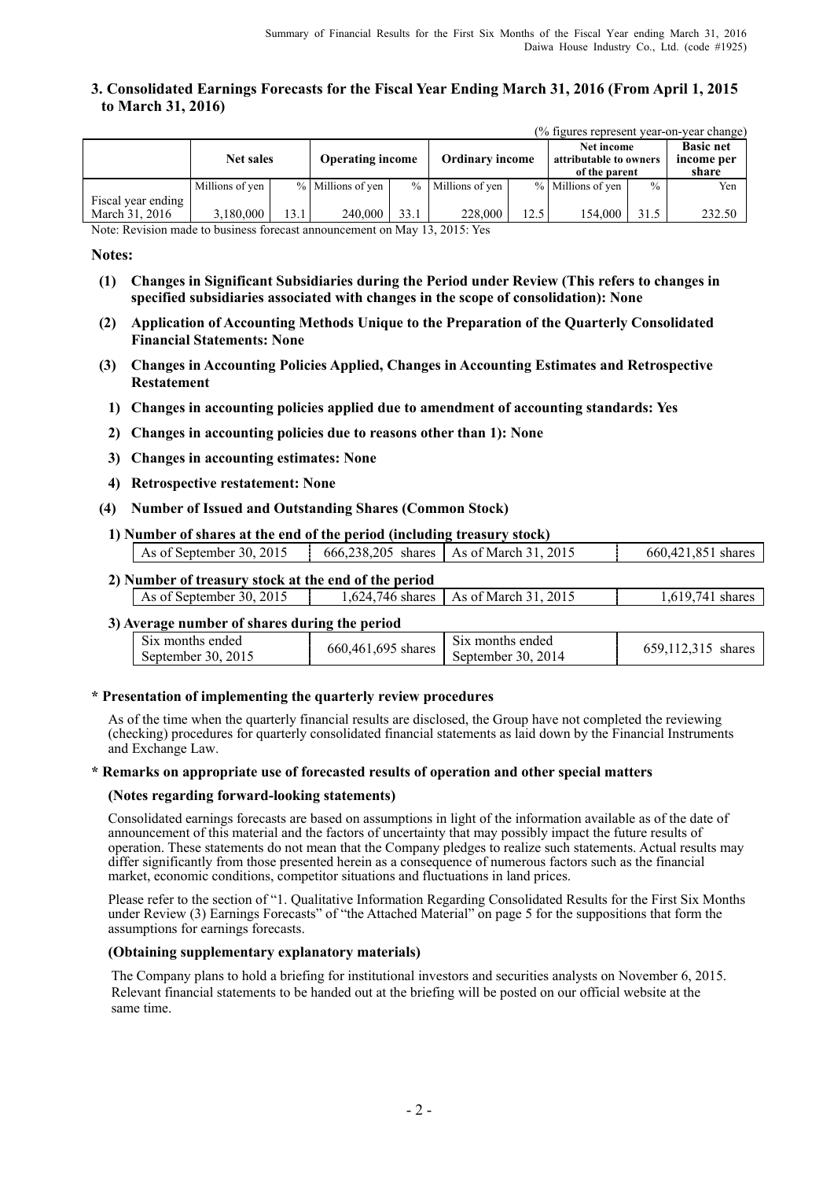### 3. Consolidated Earnings Forecasts for the Fiscal Year Ending March 31, 2016 (From April 1, 2015 to March 31, 2016)

(% figures represent year-on-year change)

| | Net sales | | Operating income | | Ordinary income | | Net income attributable to owners of the parent | | Basic net income per share |
|---|---|---|---|---|---|---|---|---|---|
| | Millions of yen | % | Millions of yen | % | Millions of yen | % | Millions of yen | % | Yen |
| Fiscal year ending March 31, 2016 | 3,180,000 | 13.1 | 240,000 | 33.1 | 228,000 | 12.5 | 154,000 | 31.5 | 232.50 |

Note: Revision made to business forecast announcement on May 13, 2015: Yes

**Notes:**

**(1) Changes in Significant Subsidiaries during the Period under Review (This refers to changes in specified subsidiaries associated with changes in the scope of consolidation): None**

**(2) Application of Accounting Methods Unique to the Preparation of the Quarterly Consolidated Financial Statements: None**

**(3) Changes in Accounting Policies Applied, Changes in Accounting Estimates and Retrospective Restatement**

**1) Changes in accounting policies applied due to amendment of accounting standards: Yes**

**2) Changes in accounting policies due to reasons other than 1): None**

**3) Changes in accounting estimates: None**

**4) Retrospective restatement: None**

**(4) Number of Issued and Outstanding Shares (Common Stock)**

**1) Number of shares at the end of the period (including treasury stock)**

| As of September 30, 2015 | 666,238,205 shares | As of March 31, 2015 | 660,421,851 shares |
|---|---|---|---|

**2) Number of treasury stock at the end of the period**

| As of September 30, 2015 | 1,624,746 shares | As of March 31, 2015 | 1,619,741 shares |
|---|---|---|---|

**3) Average number of shares during the period**

| Six months ended September 30, 2015 | 660,461,695 shares | Six months ended September 30, 2014 | 659,112,315 shares |
|---|---|---|---|

**\* Presentation of implementing the quarterly review procedures**

As of the time when the quarterly financial results are disclosed, the Group have not completed the reviewing (checking) procedures for quarterly consolidated financial statements as laid down by the Financial Instruments and Exchange Law.

**\* Remarks on appropriate use of forecasted results of operation and other special matters**

**(Notes regarding forward-looking statements)**

Consolidated earnings forecasts are based on assumptions in light of the information available as of the date of announcement of this material and the factors of uncertainty that may possibly impact the future results of operation. These statements do not mean that the Company pledges to realize such statements. Actual results may differ significantly from those presented herein as a consequence of numerous factors such as the financial market, economic conditions, competitor situations and fluctuations in land prices.

Please refer to the section of "1. Qualitative Information Regarding Consolidated Results for the First Six Months under Review (3) Earnings Forecasts" of "the Attached Material" on page 5 for the suppositions that form the assumptions for earnings forecasts.

**(Obtaining supplementary explanatory materials)**

The Company plans to hold a briefing for institutional investors and securities analysts on November 6, 2015. Relevant financial statements to be handed out at the briefing will be posted on our official website at the same time.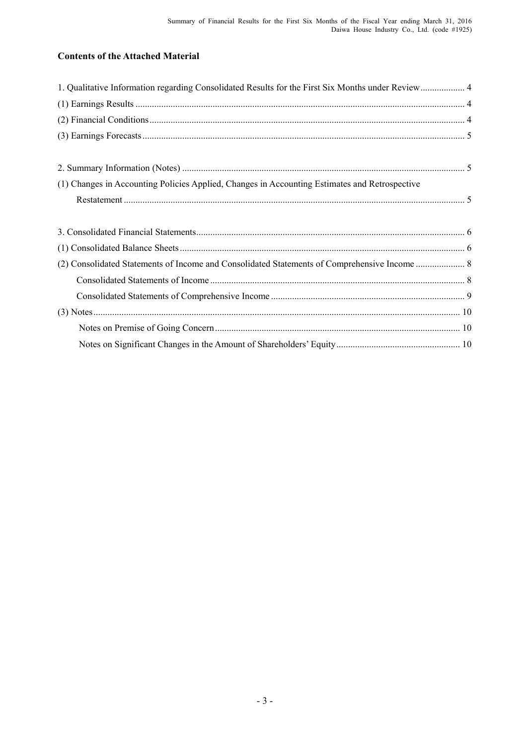## Contents of the Attached Material

1. Qualitative Information regarding Consolidated Results for the First Six Months under Review ... 4
(1) Earnings Results ... 4
(2) Financial Conditions ... 4
(3) Earnings Forecasts ... 5

2. Summary Information (Notes) ... 5
(1) Changes in Accounting Policies Applied, Changes in Accounting Estimates and Retrospective Restatement ... 5

3. Consolidated Financial Statements ... 6
(1) Consolidated Balance Sheets ... 6
(2) Consolidated Statements of Income and Consolidated Statements of Comprehensive Income ... 8
Consolidated Statements of Income ... 8
Consolidated Statements of Comprehensive Income ... 9
(3) Notes ... 10
Notes on Premise of Going Concern ... 10
Notes on Significant Changes in the Amount of Shareholders' Equity ... 10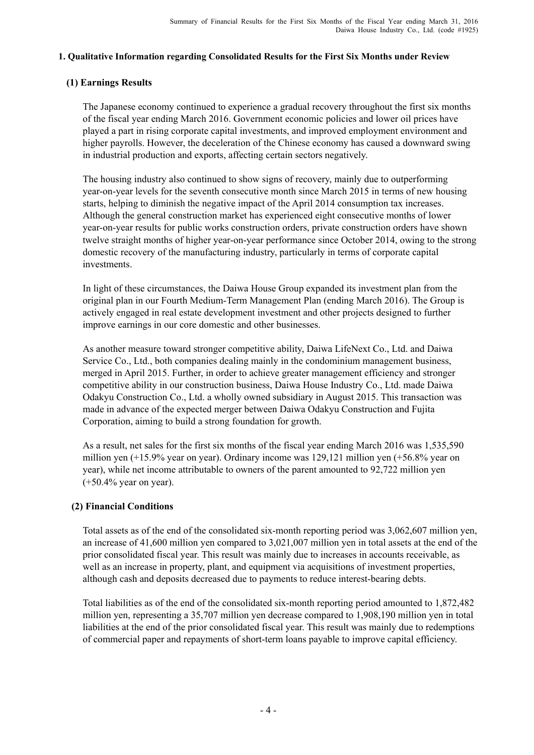## 1. Qualitative Information regarding Consolidated Results for the First Six Months under Review

### (1) Earnings Results

The Japanese economy continued to experience a gradual recovery throughout the first six months of the fiscal year ending March 2016. Government economic policies and lower oil prices have played a part in rising corporate capital investments, and improved employment environment and higher payrolls. However, the deceleration of the Chinese economy has caused a downward swing in industrial production and exports, affecting certain sectors negatively.

The housing industry also continued to show signs of recovery, mainly due to outperforming year-on-year levels for the seventh consecutive month since March 2015 in terms of new housing starts, helping to diminish the negative impact of the April 2014 consumption tax increases. Although the general construction market has experienced eight consecutive months of lower year-on-year results for public works construction orders, private construction orders have shown twelve straight months of higher year-on-year performance since October 2014, owing to the strong domestic recovery of the manufacturing industry, particularly in terms of corporate capital investments.

In light of these circumstances, the Daiwa House Group expanded its investment plan from the original plan in our Fourth Medium-Term Management Plan (ending March 2016). The Group is actively engaged in real estate development investment and other projects designed to further improve earnings in our core domestic and other businesses.

As another measure toward stronger competitive ability, Daiwa LifeNext Co., Ltd. and Daiwa Service Co., Ltd., both companies dealing mainly in the condominium management business, merged in April 2015. Further, in order to achieve greater management efficiency and stronger competitive ability in our construction business, Daiwa House Industry Co., Ltd. made Daiwa Odakyu Construction Co., Ltd. a wholly owned subsidiary in August 2015. This transaction was made in advance of the expected merger between Daiwa Odakyu Construction and Fujita Corporation, aiming to build a strong foundation for growth.

As a result, net sales for the first six months of the fiscal year ending March 2016 was 1,535,590 million yen (+15.9% year on year). Ordinary income was 129,121 million yen (+56.8% year on year), while net income attributable to owners of the parent amounted to 92,722 million yen (+50.4% year on year).

### (2) Financial Conditions

Total assets as of the end of the consolidated six-month reporting period was 3,062,607 million yen, an increase of 41,600 million yen compared to 3,021,007 million yen in total assets at the end of the prior consolidated fiscal year. This result was mainly due to increases in accounts receivable, as well as an increase in property, plant, and equipment via acquisitions of investment properties, although cash and deposits decreased due to payments to reduce interest-bearing debts.

Total liabilities as of the end of the consolidated six-month reporting period amounted to 1,872,482 million yen, representing a 35,707 million yen decrease compared to 1,908,190 million yen in total liabilities at the end of the prior consolidated fiscal year. This result was mainly due to redemptions of commercial paper and repayments of short-term loans payable to improve capital efficiency.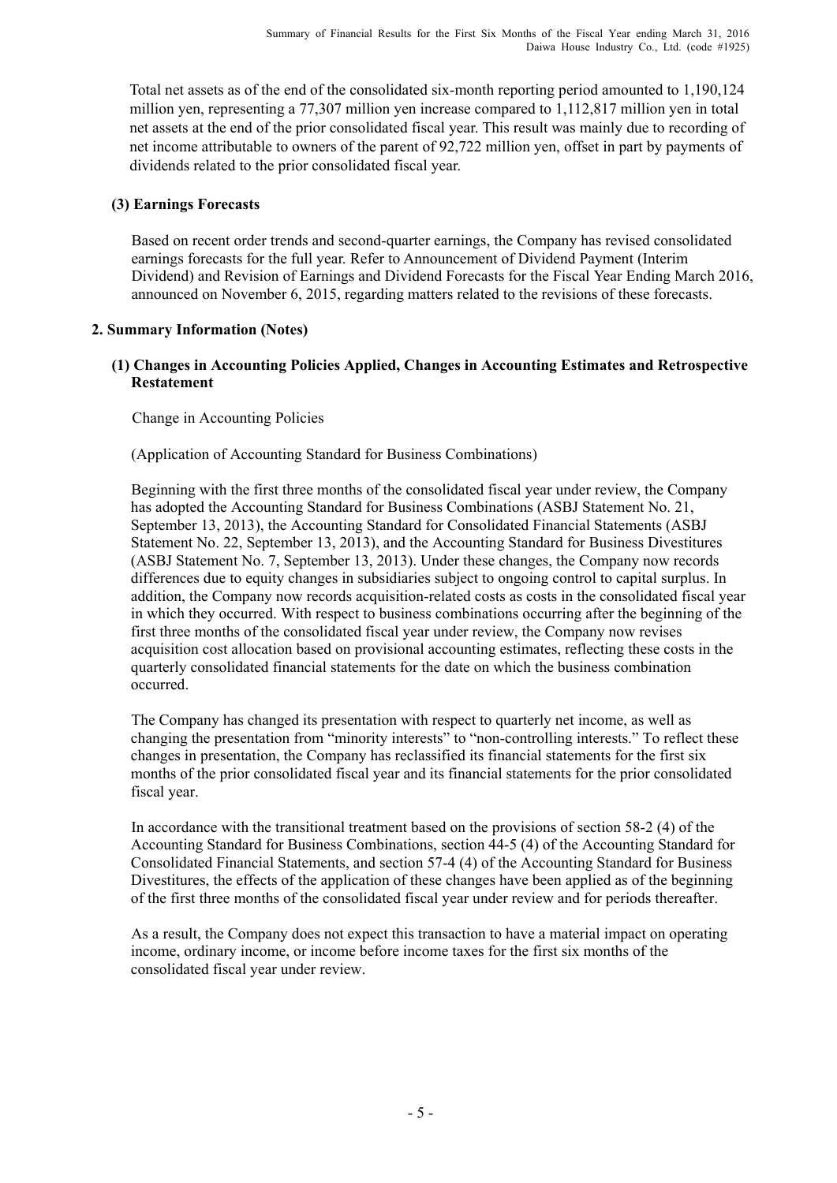Total net assets as of the end of the consolidated six-month reporting period amounted to 1,190,124 million yen, representing a 77,307 million yen increase compared to 1,112,817 million yen in total net assets at the end of the prior consolidated fiscal year. This result was mainly due to recording of net income attributable to owners of the parent of 92,722 million yen, offset in part by payments of dividends related to the prior consolidated fiscal year.

### (3) Earnings Forecasts

Based on recent order trends and second-quarter earnings, the Company has revised consolidated earnings forecasts for the full year. Refer to Announcement of Dividend Payment (Interim Dividend) and Revision of Earnings and Dividend Forecasts for the Fiscal Year Ending March 2016, announced on November 6, 2015, regarding matters related to the revisions of these forecasts.

## 2. Summary Information (Notes)

### (1) Changes in Accounting Policies Applied, Changes in Accounting Estimates and Retrospective Restatement

Change in Accounting Policies

(Application of Accounting Standard for Business Combinations)

Beginning with the first three months of the consolidated fiscal year under review, the Company has adopted the Accounting Standard for Business Combinations (ASBJ Statement No. 21, September 13, 2013), the Accounting Standard for Consolidated Financial Statements (ASBJ Statement No. 22, September 13, 2013), and the Accounting Standard for Business Divestitures (ASBJ Statement No. 7, September 13, 2013). Under these changes, the Company now records differences due to equity changes in subsidiaries subject to ongoing control to capital surplus. In addition, the Company now records acquisition-related costs as costs in the consolidated fiscal year in which they occurred. With respect to business combinations occurring after the beginning of the first three months of the consolidated fiscal year under review, the Company now revises acquisition cost allocation based on provisional accounting estimates, reflecting these costs in the quarterly consolidated financial statements for the date on which the business combination occurred.

The Company has changed its presentation with respect to quarterly net income, as well as changing the presentation from "minority interests" to "non-controlling interests." To reflect these changes in presentation, the Company has reclassified its financial statements for the first six months of the prior consolidated fiscal year and its financial statements for the prior consolidated fiscal year.

In accordance with the transitional treatment based on the provisions of section 58-2 (4) of the Accounting Standard for Business Combinations, section 44-5 (4) of the Accounting Standard for Consolidated Financial Statements, and section 57-4 (4) of the Accounting Standard for Business Divestitures, the effects of the application of these changes have been applied as of the beginning of the first three months of the consolidated fiscal year under review and for periods thereafter.

As a result, the Company does not expect this transaction to have a material impact on operating income, ordinary income, or income before income taxes for the first six months of the consolidated fiscal year under review.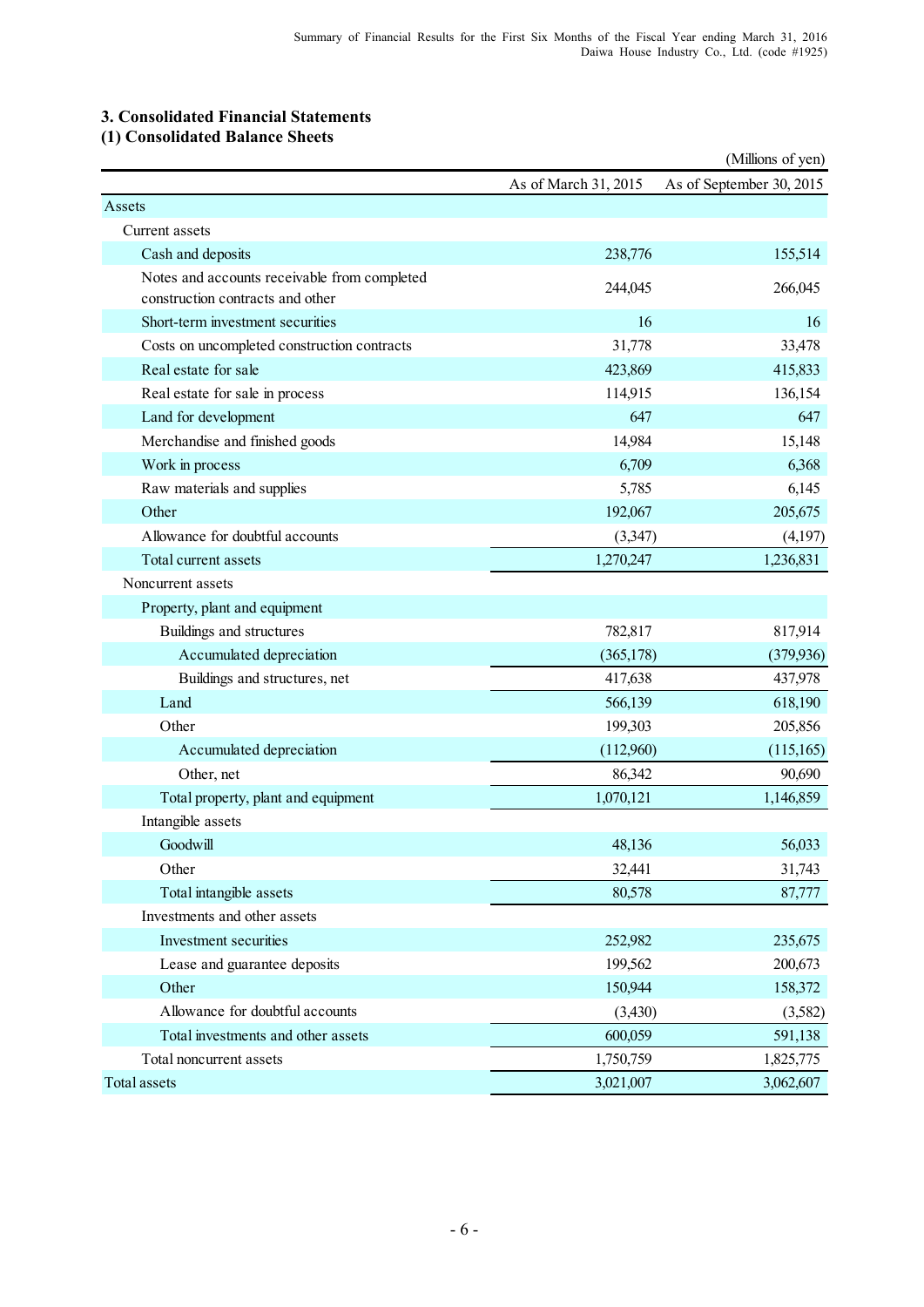## 3. Consolidated Financial Statements

### (1) Consolidated Balance Sheets

(Millions of yen)

| | As of March 31, 2015 | As of September 30, 2015 |
|---|---|---|
| Assets | | |
| Current assets | | |
| Cash and deposits | 238,776 | 155,514 |
| Notes and accounts receivable from completed construction contracts and other | 244,045 | 266,045 |
| Short-term investment securities | 16 | 16 |
| Costs on uncompleted construction contracts | 31,778 | 33,478 |
| Real estate for sale | 423,869 | 415,833 |
| Real estate for sale in process | 114,915 | 136,154 |
| Land for development | 647 | 647 |
| Merchandise and finished goods | 14,984 | 15,148 |
| Work in process | 6,709 | 6,368 |
| Raw materials and supplies | 5,785 | 6,145 |
| Other | 192,067 | 205,675 |
| Allowance for doubtful accounts | (3,347) | (4,197) |
| Total current assets | 1,270,247 | 1,236,831 |
| Noncurrent assets | | |
| Property, plant and equipment | | |
| Buildings and structures | 782,817 | 817,914 |
| Accumulated depreciation | (365,178) | (379,936) |
| Buildings and structures, net | 417,638 | 437,978 |
| Land | 566,139 | 618,190 |
| Other | 199,303 | 205,856 |
| Accumulated depreciation | (112,960) | (115,165) |
| Other, net | 86,342 | 90,690 |
| Total property, plant and equipment | 1,070,121 | 1,146,859 |
| Intangible assets | | |
| Goodwill | 48,136 | 56,033 |
| Other | 32,441 | 31,743 |
| Total intangible assets | 80,578 | 87,777 |
| Investments and other assets | | |
| Investment securities | 252,982 | 235,675 |
| Lease and guarantee deposits | 199,562 | 200,673 |
| Other | 150,944 | 158,372 |
| Allowance for doubtful accounts | (3,430) | (3,582) |
| Total investments and other assets | 600,059 | 591,138 |
| Total noncurrent assets | 1,750,759 | 1,825,775 |
| Total assets | 3,021,007 | 3,062,607 |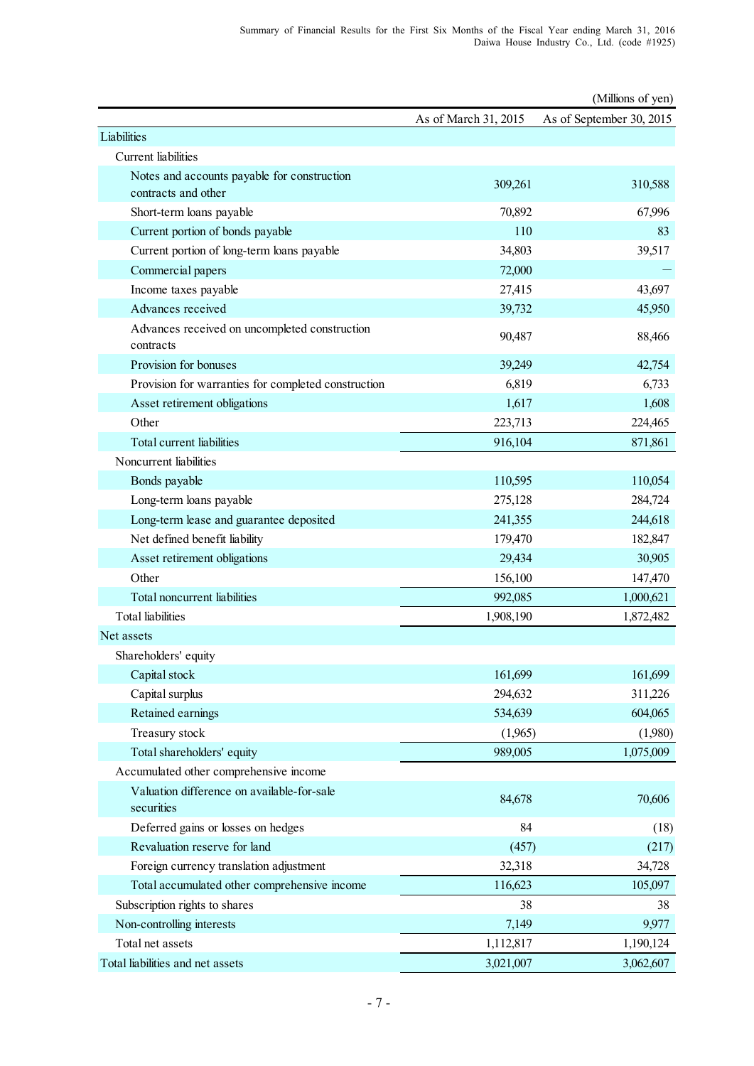(Millions of yen)

| | As of March 31, 2015 | As of September 30, 2015 |
|---|---|---|
| Liabilities | | |
| Current liabilities | | |
| Notes and accounts payable for construction contracts and other | 309,261 | 310,588 |
| Short-term loans payable | 70,892 | 67,996 |
| Current portion of bonds payable | 110 | 83 |
| Current portion of long-term loans payable | 34,803 | 39,517 |
| Commercial papers | 72,000 | ― |
| Income taxes payable | 27,415 | 43,697 |
| Advances received | 39,732 | 45,950 |
| Advances received on uncompleted construction contracts | 90,487 | 88,466 |
| Provision for bonuses | 39,249 | 42,754 |
| Provision for warranties for completed construction | 6,819 | 6,733 |
| Asset retirement obligations | 1,617 | 1,608 |
| Other | 223,713 | 224,465 |
| Total current liabilities | 916,104 | 871,861 |
| Noncurrent liabilities | | |
| Bonds payable | 110,595 | 110,054 |
| Long-term loans payable | 275,128 | 284,724 |
| Long-term lease and guarantee deposited | 241,355 | 244,618 |
| Net defined benefit liability | 179,470 | 182,847 |
| Asset retirement obligations | 29,434 | 30,905 |
| Other | 156,100 | 147,470 |
| Total noncurrent liabilities | 992,085 | 1,000,621 |
| Total liabilities | 1,908,190 | 1,872,482 |
| Net assets | | |
| Shareholders' equity | | |
| Capital stock | 161,699 | 161,699 |
| Capital surplus | 294,632 | 311,226 |
| Retained earnings | 534,639 | 604,065 |
| Treasury stock | (1,965) | (1,980) |
| Total shareholders' equity | 989,005 | 1,075,009 |
| Accumulated other comprehensive income | | |
| Valuation difference on available-for-sale securities | 84,678 | 70,606 |
| Deferred gains or losses on hedges | 84 | (18) |
| Revaluation reserve for land | (457) | (217) |
| Foreign currency translation adjustment | 32,318 | 34,728 |
| Total accumulated other comprehensive income | 116,623 | 105,097 |
| Subscription rights to shares | 38 | 38 |
| Non-controlling interests | 7,149 | 9,977 |
| Total net assets | 1,112,817 | 1,190,124 |
| Total liabilities and net assets | 3,021,007 | 3,062,607 |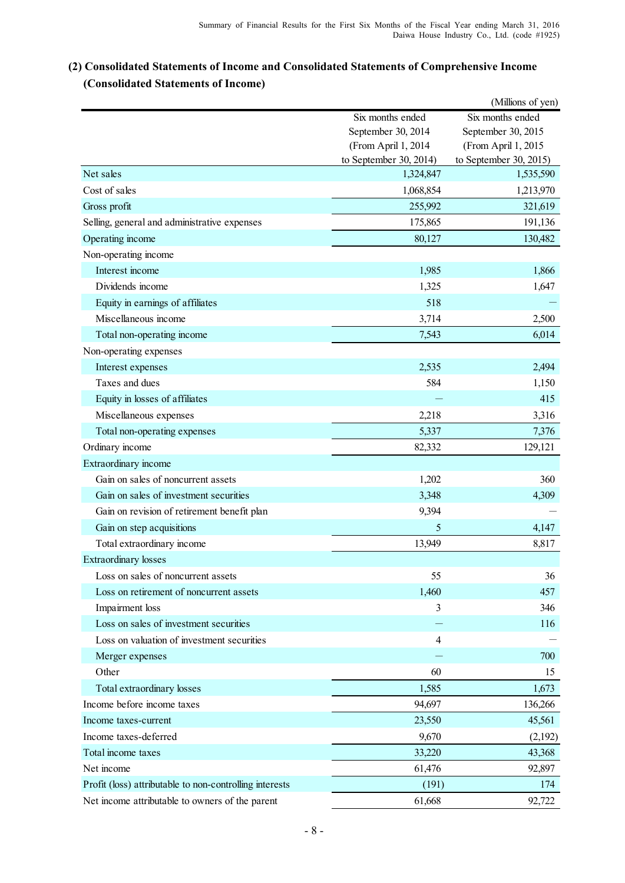## (2) Consolidated Statements of Income and Consolidated Statements of Comprehensive Income

### (Consolidated Statements of Income)

(Millions of yen)

| | Six months ended September 30, 2014 (From April 1, 2014 to September 30, 2014) | Six months ended September 30, 2015 (From April 1, 2015 to September 30, 2015) |
|---|---|---|
| Net sales | 1,324,847 | 1,535,590 |
| Cost of sales | 1,068,854 | 1,213,970 |
| Gross profit | 255,992 | 321,619 |
| Selling, general and administrative expenses | 175,865 | 191,136 |
| Operating income | 80,127 | 130,482 |
| Non-operating income | | |
| Interest income | 1,985 | 1,866 |
| Dividends income | 1,325 | 1,647 |
| Equity in earnings of affiliates | 518 | — |
| Miscellaneous income | 3,714 | 2,500 |
| Total non-operating income | 7,543 | 6,014 |
| Non-operating expenses | | |
| Interest expenses | 2,535 | 2,494 |
| Taxes and dues | 584 | 1,150 |
| Equity in losses of affiliates | — | 415 |
| Miscellaneous expenses | 2,218 | 3,316 |
| Total non-operating expenses | 5,337 | 7,376 |
| Ordinary income | 82,332 | 129,121 |
| Extraordinary income | | |
| Gain on sales of noncurrent assets | 1,202 | 360 |
| Gain on sales of investment securities | 3,348 | 4,309 |
| Gain on revision of retirement benefit plan | 9,394 | — |
| Gain on step acquisitions | 5 | 4,147 |
| Total extraordinary income | 13,949 | 8,817 |
| Extraordinary losses | | |
| Loss on sales of noncurrent assets | 55 | 36 |
| Loss on retirement of noncurrent assets | 1,460 | 457 |
| Impairment loss | 3 | 346 |
| Loss on sales of investment securities | — | 116 |
| Loss on valuation of investment securities | 4 | — |
| Merger expenses | — | 700 |
| Other | 60 | 15 |
| Total extraordinary losses | 1,585 | 1,673 |
| Income before income taxes | 94,697 | 136,266 |
| Income taxes-current | 23,550 | 45,561 |
| Income taxes-deferred | 9,670 | (2,192) |
| Total income taxes | 33,220 | 43,368 |
| Net income | 61,476 | 92,897 |
| Profit (loss) attributable to non-controlling interests | (191) | 174 |
| Net income attributable to owners of the parent | 61,668 | 92,722 |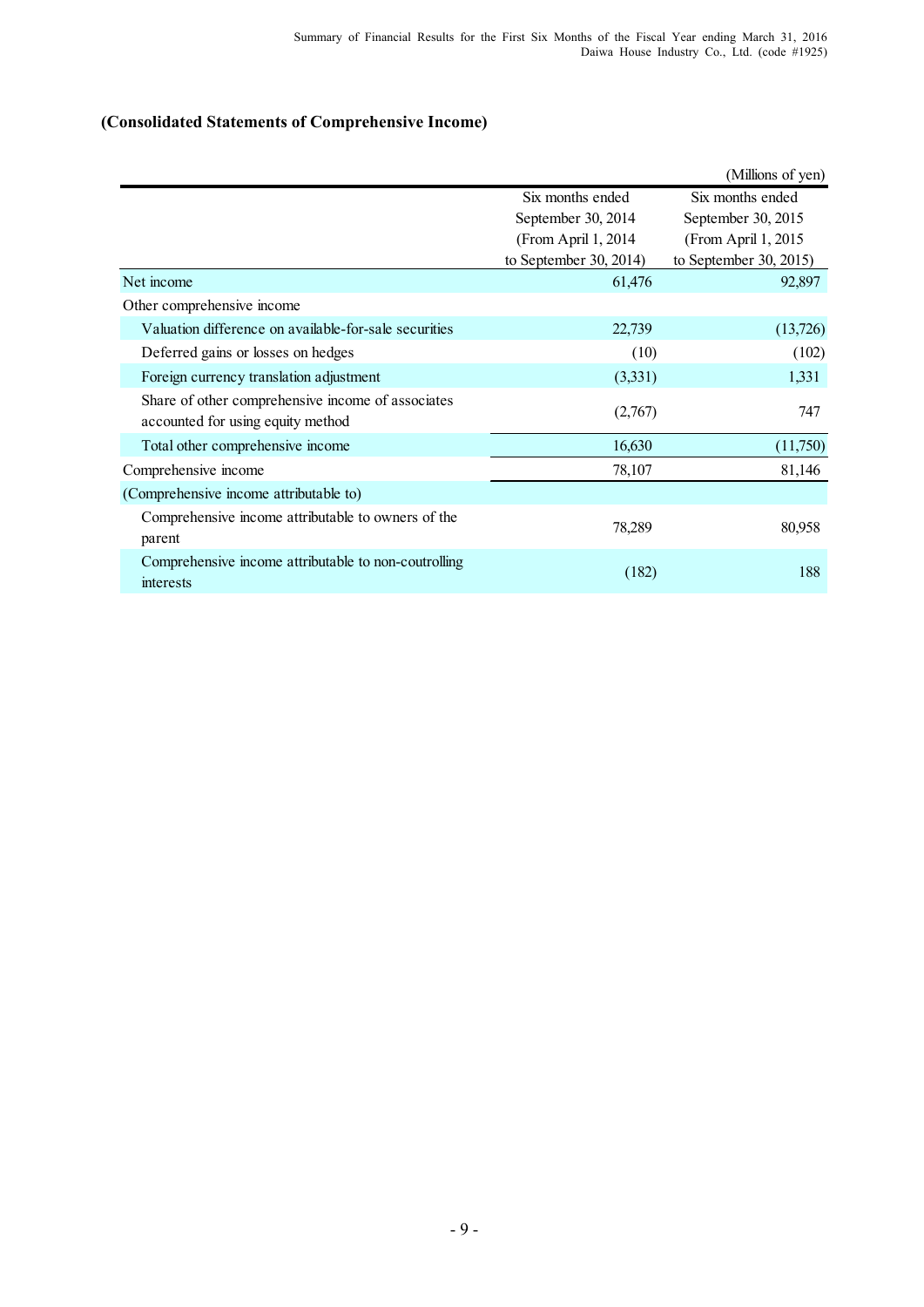## (Consolidated Statements of Comprehensive Income)

(Millions of yen)

| | Six months ended September 30, 2014 (From April 1, 2014 to September 30, 2014) | Six months ended September 30, 2015 (From April 1, 2015 to September 30, 2015) |
|---|---|---|
| Net income | 61,476 | 92,897 |
| Other comprehensive income | | |
| Valuation difference on available-for-sale securities | 22,739 | (13,726) |
| Deferred gains or losses on hedges | (10) | (102) |
| Foreign currency translation adjustment | (3,331) | 1,331 |
| Share of other comprehensive income of associates accounted for using equity method | (2,767) | 747 |
| Total other comprehensive income | 16,630 | (11,750) |
| Comprehensive income | 78,107 | 81,146 |
| (Comprehensive income attributable to) | | |
| Comprehensive income attributable to owners of the parent | 78,289 | 80,958 |
| Comprehensive income attributable to non-coutrolling interests | (182) | 188 |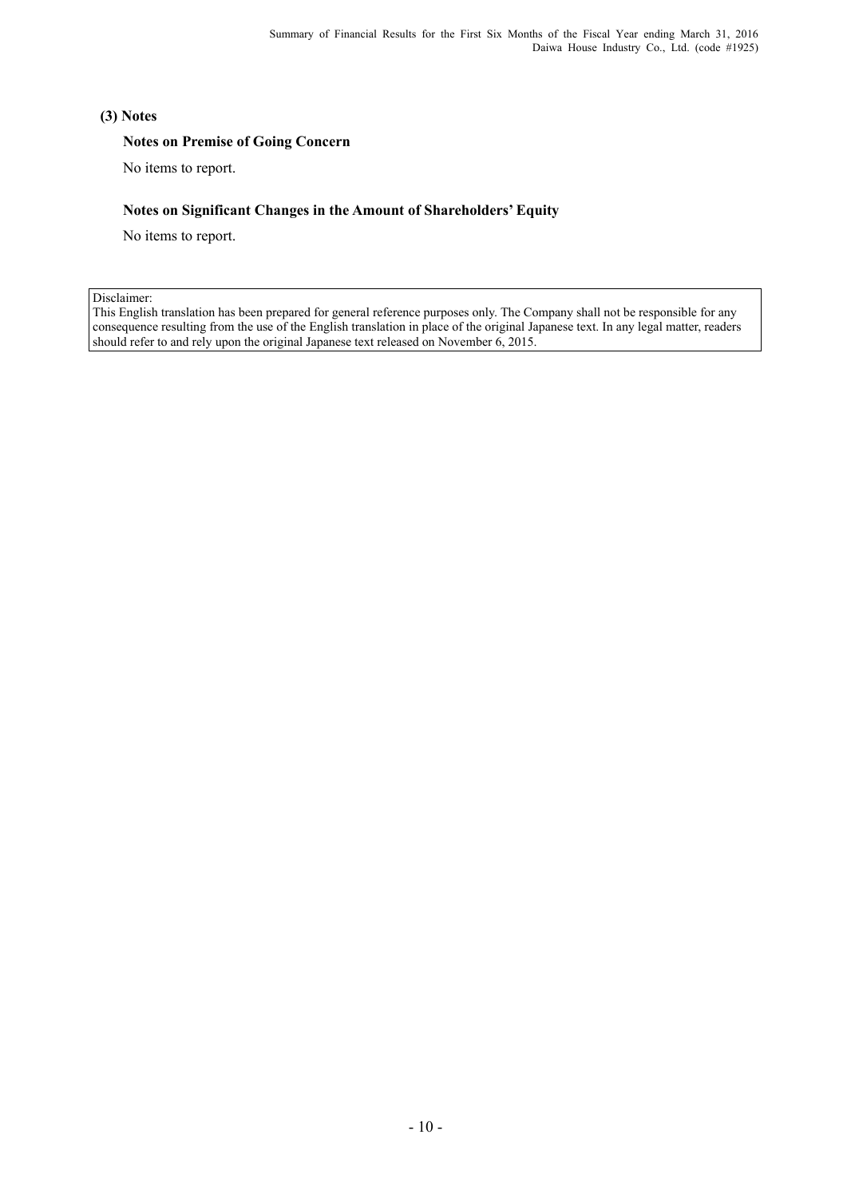### (3) Notes

#### Notes on Premise of Going Concern

No items to report.

#### Notes on Significant Changes in the Amount of Shareholders' Equity

No items to report.

Disclaimer:
This English translation has been prepared for general reference purposes only. The Company shall not be responsible for any consequence resulting from the use of the English translation in place of the original Japanese text. In any legal matter, readers should refer to and rely upon the original Japanese text released on November 6, 2015.